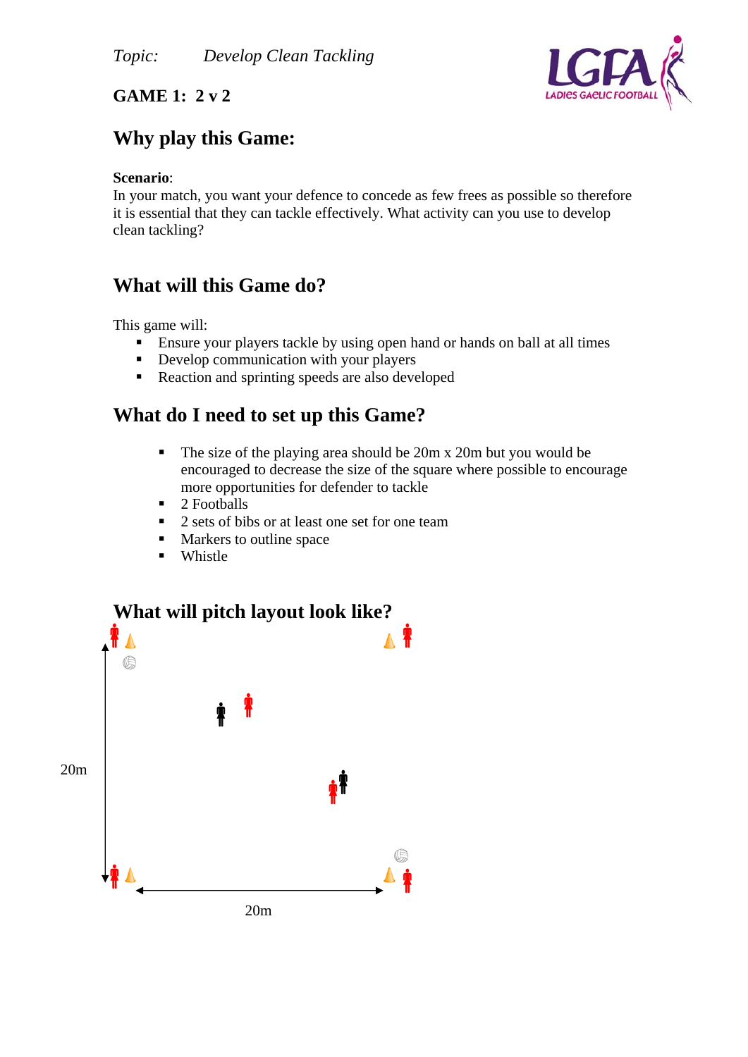*Topic:* *Develop Clean Tackling*

**GAME 1: 2 v 2**

## Why play this Game:

**Scenario**:
In your match, you want your defence to concede as few frees as possible so therefore it is essential that they can tackle effectively. What activity can you use to develop clean tackling?

## What will this Game do?

This game will:

- Ensure your players tackle by using open hand or hands on ball at all times
- Develop communication with your players
- Reaction and sprinting speeds are also developed

## What do I need to set up this Game?

- The size of the playing area should be 20m x 20m but you would be encouraged to decrease the size of the square where possible to encourage more opportunities for defender to tackle
- 2 Footballs
- 2 sets of bibs or at least one set for one team
- Markers to outline space
- Whistle

## What will pitch layout look like?

20m

20m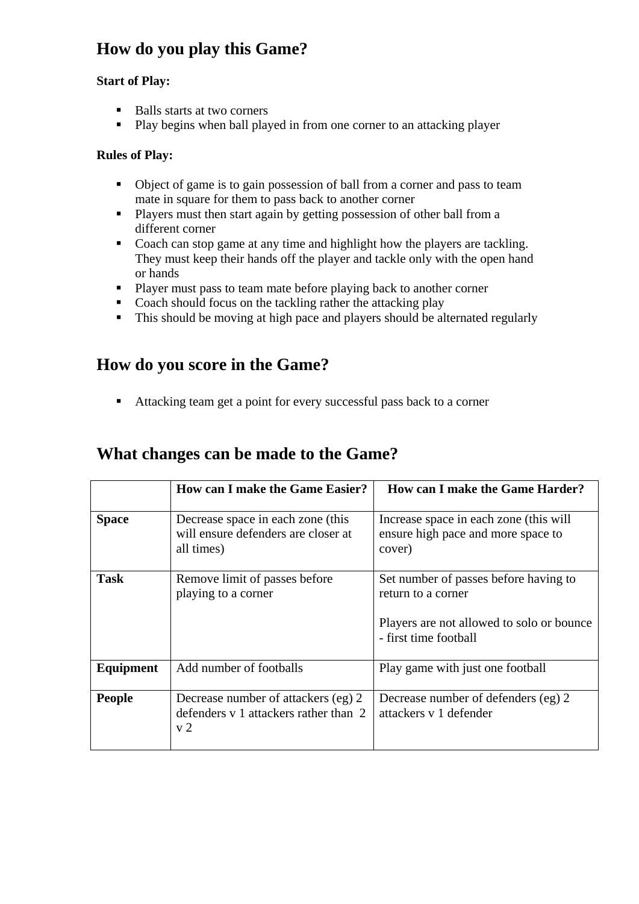## How do you play this Game?

**Start of Play:**

- Balls starts at two corners
- Play begins when ball played in from one corner to an attacking player

**Rules of Play:**

- Object of game is to gain possession of ball from a corner and pass to team mate in square for them to pass back to another corner
- Players must then start again by getting possession of other ball from a different corner
- Coach can stop game at any time and highlight how the players are tackling. They must keep their hands off the player and tackle only with the open hand or hands
- Player must pass to team mate before playing back to another corner
- Coach should focus on the tackling rather the attacking play
- This should be moving at high pace and players should be alternated regularly

## How do you score in the Game?

- Attacking team get a point for every successful pass back to a corner

## What changes can be made to the Game?

| | **How can I make the Game Easier?** | **How can I make the Game Harder?** |
|---|---|---|
| **Space** | Decrease space in each zone (this will ensure defenders are closer at all times) | Increase space in each zone (this will ensure high pace and more space to cover) |
| **Task** | Remove limit of passes before playing to a corner | Set number of passes before having to return to a corner<br><br>Players are not allowed to solo or bounce - first time football |
| **Equipment** | Add number of footballs | Play game with just one football |
| **People** | Decrease number of attackers (eg) 2 defenders v 1 attackers rather than 2 v 2 | Decrease number of defenders (eg) 2 attackers v 1 defender |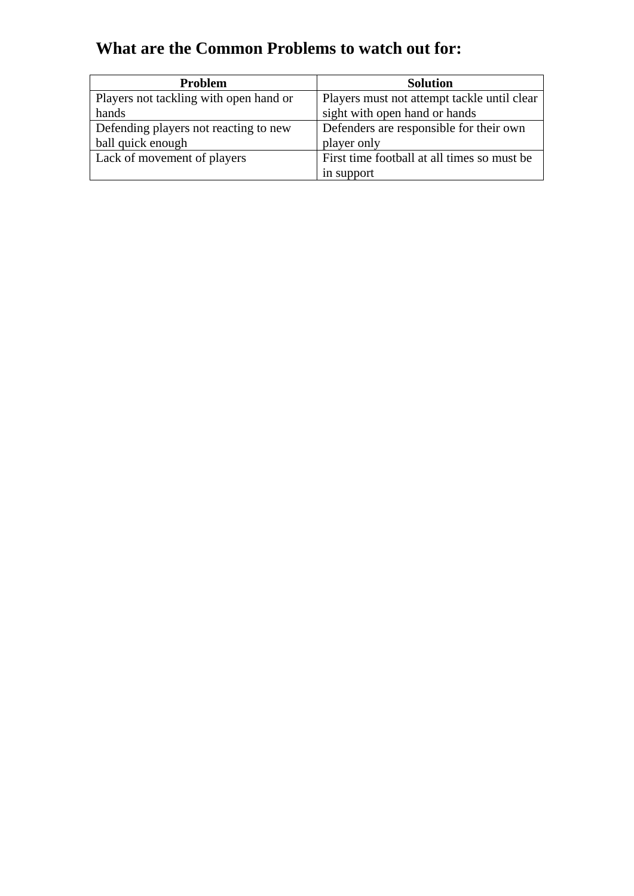## What are the Common Problems to watch out for:

| Problem | Solution |
| --- | --- |
| Players not tackling with open hand or hands | Players must not attempt tackle until clear sight with open hand or hands |
| Defending players not reacting to new ball quick enough | Defenders are responsible for their own player only |
| Lack of movement of players | First time football at all times so must be in support |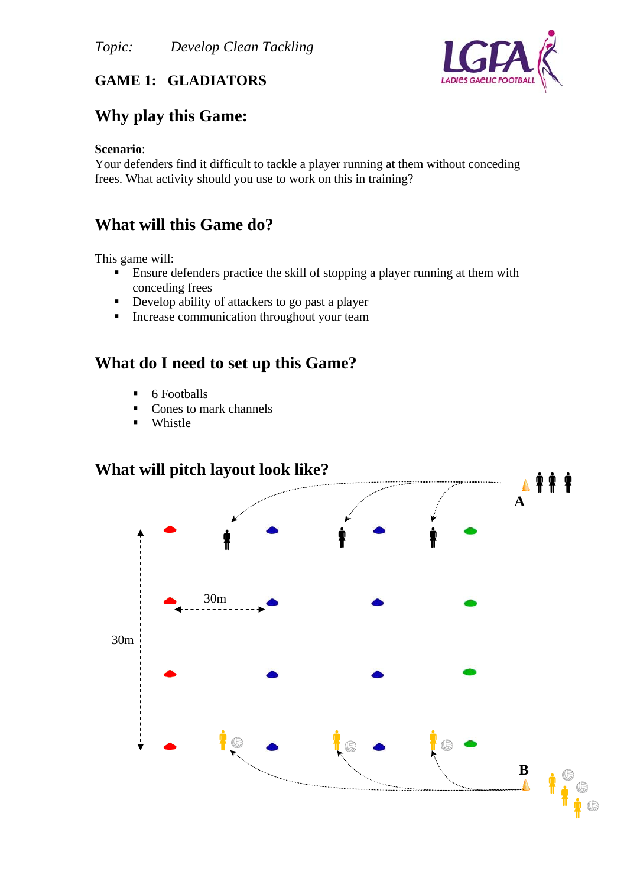*Topic:* *Develop Clean Tackling*

**GAME 1: GLADIATORS**

## Why play this Game:

**Scenario**:
Your defenders find it difficult to tackle a player running at them without conceding frees. What activity should you use to work on this in training?

## What will this Game do?

This game will:

- Ensure defenders practice the skill of stopping a player running at them with conceding frees
- Develop ability of attackers to go past a player
- Increase communication throughout your team

## What do I need to set up this Game?

- 6 Footballs
- Cones to mark channels
- Whistle

## What will pitch layout look like?

A

30m

30m

B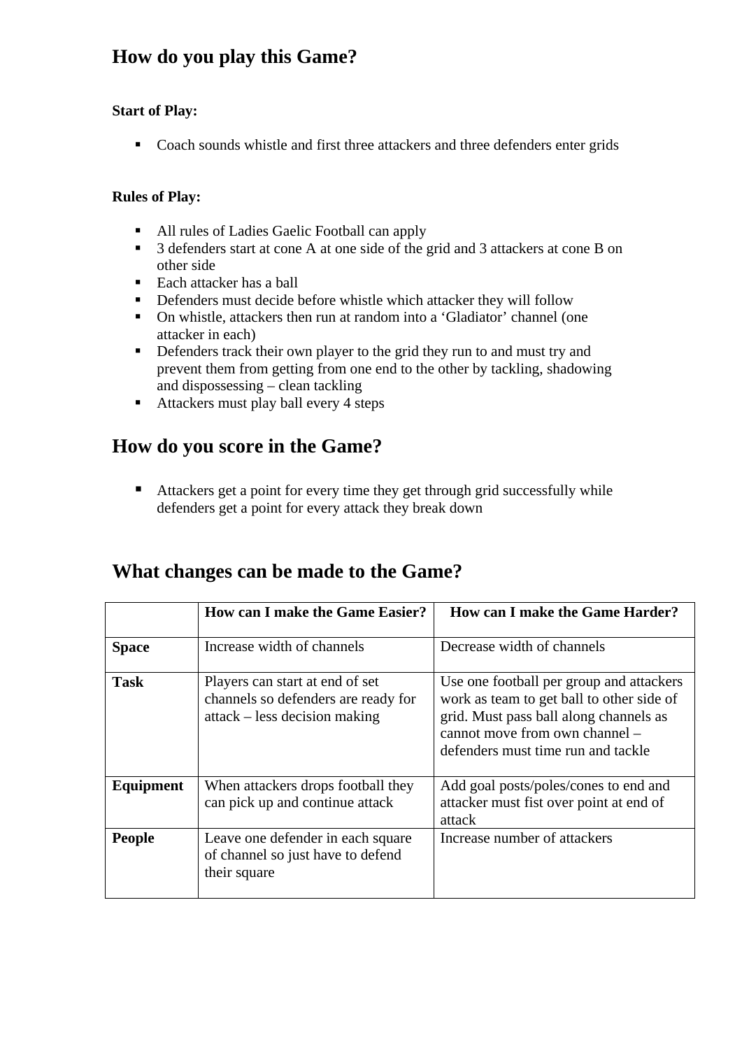## How do you play this Game?

**Start of Play:**

- Coach sounds whistle and first three attackers and three defenders enter grids

**Rules of Play:**

- All rules of Ladies Gaelic Football can apply
- 3 defenders start at cone A at one side of the grid and 3 attackers at cone B on other side
- Each attacker has a ball
- Defenders must decide before whistle which attacker they will follow
- On whistle, attackers then run at random into a ‘Gladiator’ channel (one attacker in each)
- Defenders track their own player to the grid they run to and must try and prevent them from getting from one end to the other by tackling, shadowing and dispossessing – clean tackling
- Attackers must play ball every 4 steps

## How do you score in the Game?

- Attackers get a point for every time they get through grid successfully while defenders get a point for every attack they break down

## What changes can be made to the Game?

| | How can I make the Game Easier? | How can I make the Game Harder? |
|---|---|---|
| **Space** | Increase width of channels | Decrease width of channels |
| **Task** | Players can start at end of set channels so defenders are ready for attack – less decision making | Use one football per group and attackers work as team to get ball to other side of grid. Must pass ball along channels as cannot move from own channel – defenders must time run and tackle |
| **Equipment** | When attackers drops football they can pick up and continue attack | Add goal posts/poles/cones to end and attacker must fist over point at end of attack |
| **People** | Leave one defender in each square of channel so just have to defend their square | Increase number of attackers |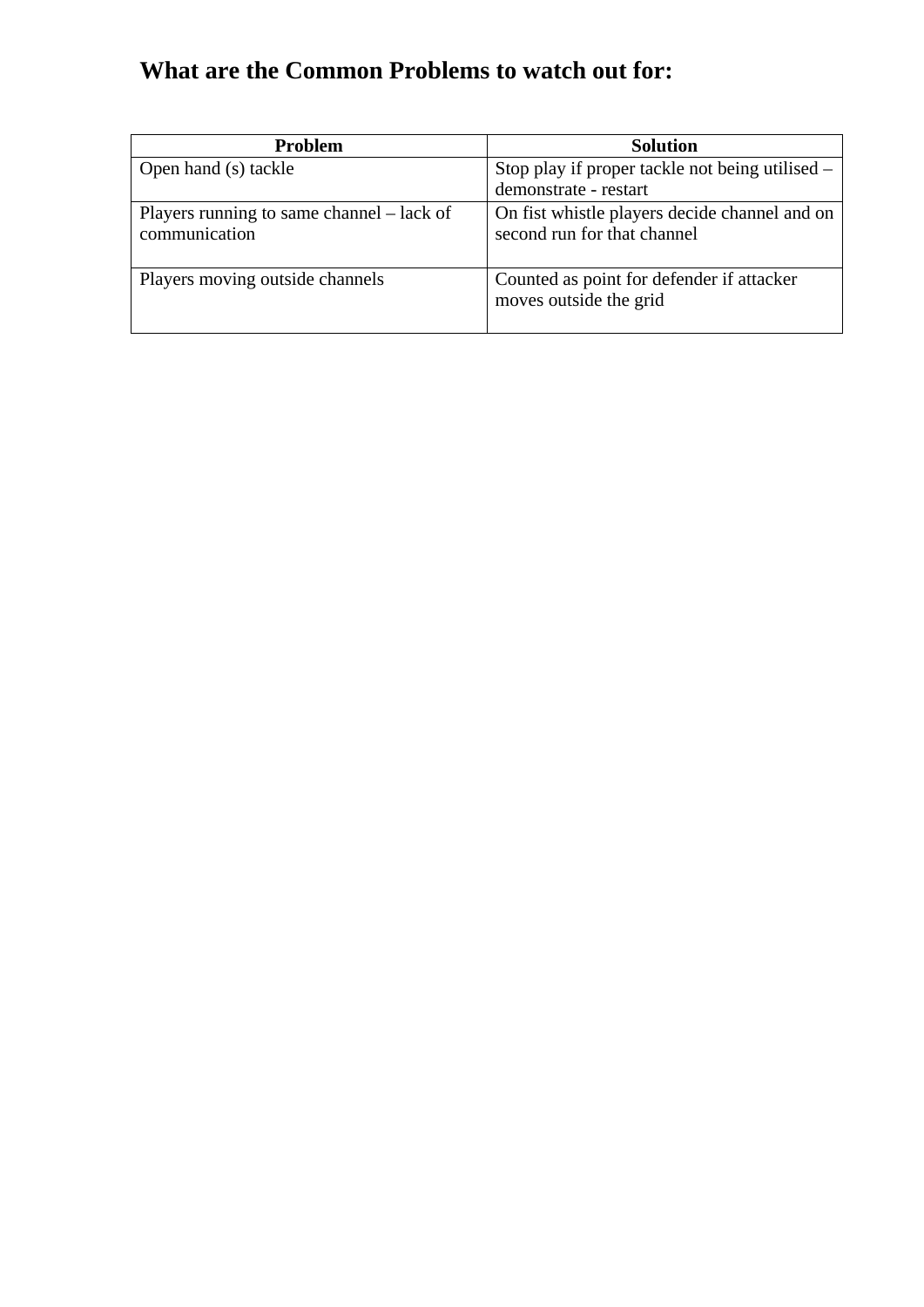# What are the Common Problems to watch out for:

| Problem | Solution |
|---|---|
| Open hand (s) tackle | Stop play if proper tackle not being utilised – demonstrate - restart |
| Players running to same channel – lack of communication | On fist whistle players decide channel and on second run for that channel |
| Players moving outside channels | Counted as point for defender if attacker moves outside the grid |